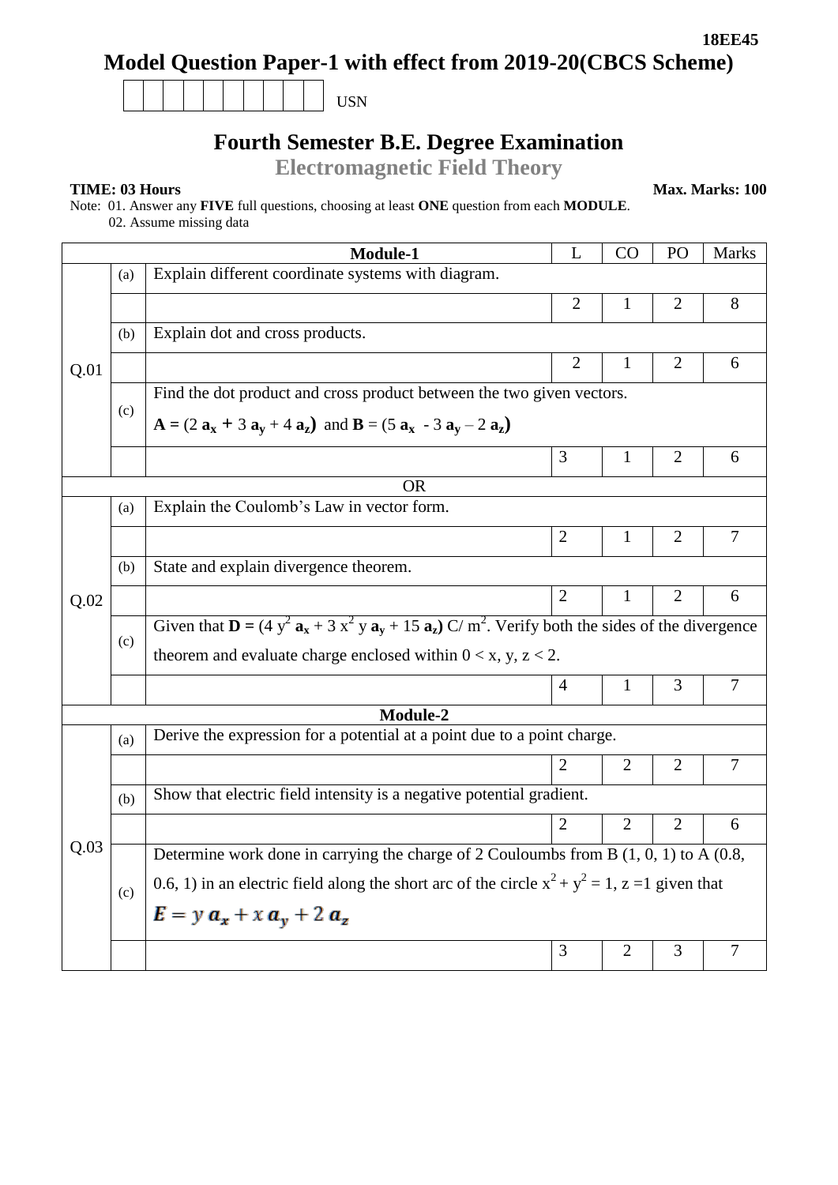18EE45

# Model Question Paper-1 with effect from 2019-20(CBCS Scheme)

| | | | | | | | | | | USN |
|---|---|---|---|---|---|---|---|---|---|---|

## Fourth Semester B.E. Degree Examination

### Electromagnetic Field Theory

**TIME: 03 Hours** **Max. Marks: 100**

Note: 01. Answer any **FIVE** full questions, choosing at least **ONE** question from each **MODULE**.
02. Assume missing data

| | | **Module-1** | L | CO | PO | Marks |
|---|---|---|---|---|---|---|
| Q.01 | (a) | Explain different coordinate systems with diagram. | 2 | 1 | 2 | 8 |
| | (b) | Explain dot and cross products. | 2 | 1 | 2 | 6 |
| | (c) | Find the dot product and cross product between the two given vectors. $\mathbf{A} = (2\,\mathbf{a_x} + 3\,\mathbf{a_y} + 4\,\mathbf{a_z})$ and $\mathbf{B} = (5\,\mathbf{a_x} - 3\,\mathbf{a_y} - 2\,\mathbf{a_z})$ | 3 | 1 | 2 | 6 |
| | | OR | | | | |
| Q.02 | (a) | Explain the Coulomb's Law in vector form. | 2 | 1 | 2 | 7 |
| | (b) | State and explain divergence theorem. | 2 | 1 | 2 | 6 |
| | (c) | Given that $\mathbf{D} = (4\,y^2\,\mathbf{a_x} + 3\,x^2\,y\,\mathbf{a_y} + 15\,\mathbf{a_z})$ C/ m$^2$. Verify both the sides of the divergence theorem and evaluate charge enclosed within $0 < x, y, z < 2$. | 4 | 1 | 3 | 7 |
| | | **Module-2** | | | | |
| Q.03 | (a) | Derive the expression for a potential at a point due to a point charge. | 2 | 2 | 2 | 7 |
| | (b) | Show that electric field intensity is a negative potential gradient. | 2 | 2 | 2 | 6 |
| | (c) | Determine work done in carrying the charge of 2 Couloumbs from B (1, 0, 1) to A (0.8, 0.6, 1) in an electric field along the short arc of the circle $x^2 + y^2 = 1$, z =1 given that $E = y\,\mathbf{a_x} + x\,\mathbf{a_y} + 2\,\mathbf{a_z}$ | 3 | 2 | 3 | 7 |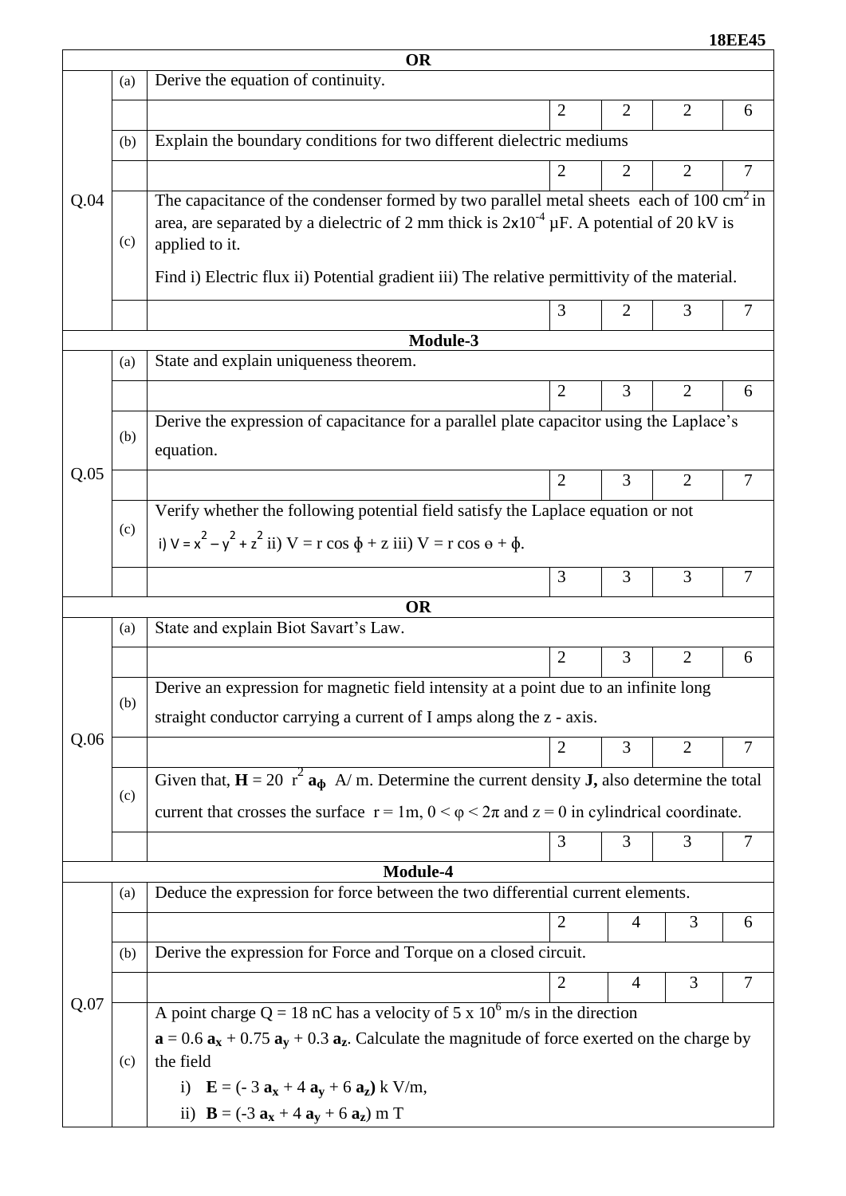| | | OR | | | | |
|---|---|---|---|---|---|---|
| Q.04 | (a) | Derive the equation of continuity. | | | | |
| | | | 2 | 2 | 2 | 6 |
| | (b) | Explain the boundary conditions for two different dielectric mediums | | | | |
| | | | 2 | 2 | 2 | 7 |
| | (c) | The capacitance of the condenser formed by two parallel metal sheets each of 100 $cm^2$ in area, are separated by a dielectric of 2 mm thick is $2x10^{-4}$ μF. A potential of 20 kV is applied to it. Find i) Electric flux ii) Potential gradient iii) The relative permittivity of the material. | | | | |
| | | | 3 | 2 | 3 | 7 |
| | | **Module-3** | | | | |
| Q.05 | (a) | State and explain uniqueness theorem. | | | | |
| | | | 2 | 3 | 2 | 6 |
| | (b) | Derive the expression of capacitance for a parallel plate capacitor using the Laplace's equation. | | | | |
| | | | 2 | 3 | 2 | 7 |
| | (c) | Verify whether the following potential field satisfy the Laplace equation or not i) $V = x^2 - y^2 + z^2$ ii) $V = r \cos \phi + z$ iii) $V = r \cos \theta + \phi$. | | | | |
| | | | 3 | 3 | 3 | 7 |
| | | **OR** | | | | |
| Q.06 | (a) | State and explain Biot Savart's Law. | | | | |
| | | | 2 | 3 | 2 | 6 |
| | (b) | Derive an expression for magnetic field intensity at a point due to an infinite long straight conductor carrying a current of I amps along the z - axis. | | | | |
| | | | 2 | 3 | 2 | 7 |
| | (c) | Given that, $\mathbf{H} = 20\ r^2\ \mathbf{a_\phi}$ A/ m. Determine the current density **J,** also determine the total current that crosses the surface $r = 1m$, $0 < \varphi < 2\pi$ and $z = 0$ in cylindrical coordinate. | | | | |
| | | | 3 | 3 | 3 | 7 |
| | | **Module-4** | | | | |
| Q.07 | (a) | Deduce the expression for force between the two differential current elements. | | | | |
| | | | 2 | 4 | 3 | 6 |
| | (b) | Derive the expression for Force and Torque on a closed circuit. | | | | |
| | | | 2 | 4 | 3 | 7 |
| | (c) | A point charge Q = 18 nC has a velocity of $5 \times 10^6$ m/s in the direction $\mathbf{a} = 0.6\ \mathbf{a_x} + 0.75\ \mathbf{a_y} + 0.3\ \mathbf{a_z}$. Calculate the magnitude of force exerted on the charge by the field i) $\mathbf{E} = (-3\ \mathbf{a_x} + 4\ \mathbf{a_y} + 6\ \mathbf{a_z})$ k V/m, ii) $\mathbf{B} = (-3\ \mathbf{a_x} + 4\ \mathbf{a_y} + 6\ \mathbf{a_z})$ m T | | | | |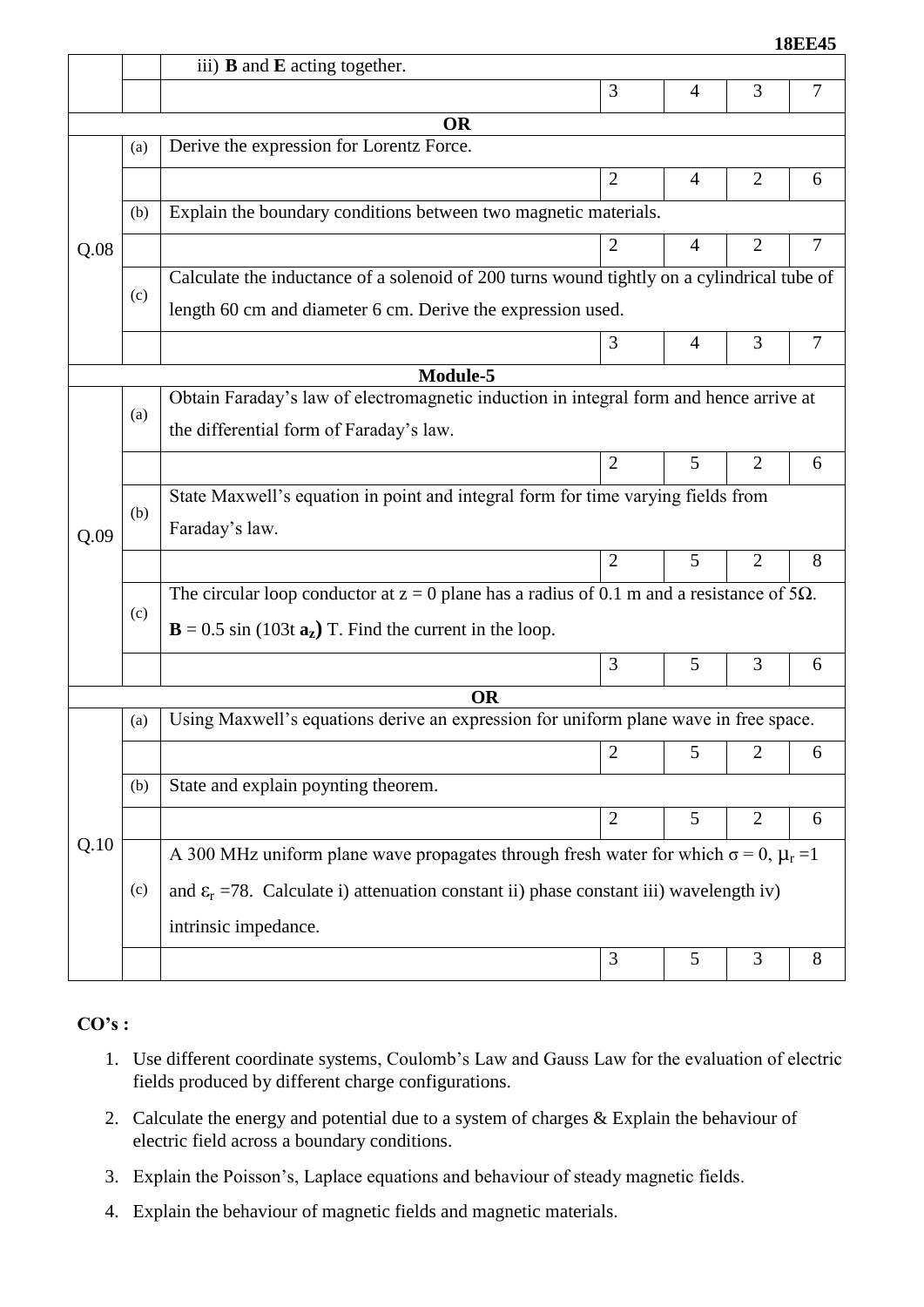| | | | | | | |
|---|---|---|---|---|---|---|
| | | iii) **B** and **E** acting together. | | | | |
| | | | 3 | 4 | 3 | 7 |
| **OR** | | | | | | |
| Q.08 | (a) | Derive the expression for Lorentz Force. | | | | |
| | | | 2 | 4 | 2 | 6 |
| | (b) | Explain the boundary conditions between two magnetic materials. | | | | |
| | | | 2 | 4 | 2 | 7 |
| | (c) | Calculate the inductance of a solenoid of 200 turns wound tightly on a cylindrical tube of length 60 cm and diameter 6 cm. Derive the expression used. | | | | |
| | | | 3 | 4 | 3 | 7 |
| **Module-5** | | | | | | |
| Q.09 | (a) | Obtain Faraday's law of electromagnetic induction in integral form and hence arrive at the differential form of Faraday's law. | | | | |
| | | | 2 | 5 | 2 | 6 |
| | (b) | State Maxwell's equation in point and integral form for time varying fields from Faraday's law. | | | | |
| | | | 2 | 5 | 2 | 8 |
| | (c) | The circular loop conductor at $z = 0$ plane has a radius of 0.1 m and a resistance of $5\Omega$. $\mathbf{B} = 0.5 \sin(103t\ \mathbf{a_z})$ T. Find the current in the loop. | | | | |
| | | | 3 | 5 | 3 | 6 |
| **OR** | | | | | | |
| Q.10 | (a) | Using Maxwell's equations derive an expression for uniform plane wave in free space. | | | | |
| | | | 2 | 5 | 2 | 6 |
| | (b) | State and explain poynting theorem. | | | | |
| | | | 2 | 5 | 2 | 6 |
| | (c) | A 300 MHz uniform plane wave propagates through fresh water for which $\sigma = 0$, $\mu_r = 1$ and $\varepsilon_r = 78$. Calculate i) attenuation constant ii) phase constant iii) wavelength iv) intrinsic impedance. | | | | |
| | | | 3 | 5 | 3 | 8 |

**CO's :**

1. Use different coordinate systems, Coulomb's Law and Gauss Law for the evaluation of electric fields produced by different charge configurations.
2. Calculate the energy and potential due to a system of charges & Explain the behaviour of electric field across a boundary conditions.
3. Explain the Poisson's, Laplace equations and behaviour of steady magnetic fields.
4. Explain the behaviour of magnetic fields and magnetic materials.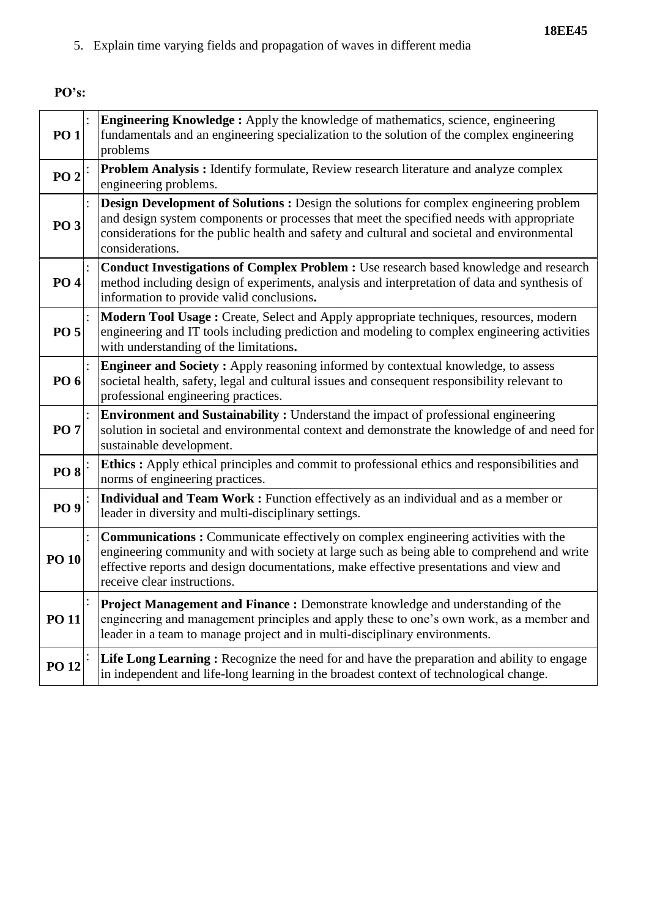5. Explain time varying fields and propagation of waves in different media

**PO's:**

| | | |
|---|---|---|
| **PO 1** | : | **Engineering Knowledge :** Apply the knowledge of mathematics, science, engineering fundamentals and an engineering specialization to the solution of the complex engineering problems |
| **PO 2** | : | **Problem Analysis :** Identify formulate, Review research literature and analyze complex engineering problems. |
| **PO 3** | : | **Design Development of Solutions :** Design the solutions for complex engineering problem and design system components or processes that meet the specified needs with appropriate considerations for the public health and safety and cultural and societal and environmental considerations. |
| **PO 4** | : | **Conduct Investigations of Complex Problem :** Use research based knowledge and research method including design of experiments, analysis and interpretation of data and synthesis of information to provide valid conclusions**.** |
| **PO 5** | : | **Modern Tool Usage :** Create, Select and Apply appropriate techniques, resources, modern engineering and IT tools including prediction and modeling to complex engineering activities with understanding of the limitations**.** |
| **PO 6** | : | **Engineer and Society :** Apply reasoning informed by contextual knowledge, to assess societal health, safety, legal and cultural issues and consequent responsibility relevant to professional engineering practices. |
| **PO 7** | : | **Environment and Sustainability :** Understand the impact of professional engineering solution in societal and environmental context and demonstrate the knowledge of and need for sustainable development. |
| **PO 8** | : | **Ethics :** Apply ethical principles and commit to professional ethics and responsibilities and norms of engineering practices. |
| **PO 9** | : | **Individual and Team Work :** Function effectively as an individual and as a member or leader in diversity and multi-disciplinary settings. |
| **PO 10** | : | **Communications :** Communicate effectively on complex engineering activities with the engineering community and with society at large such as being able to comprehend and write effective reports and design documentations, make effective presentations and view and receive clear instructions. |
| **PO 11** | : | **Project Management and Finance :** Demonstrate knowledge and understanding of the engineering and management principles and apply these to one's own work, as a member and leader in a team to manage project and in multi-disciplinary environments. |
| **PO 12** | : | **Life Long Learning :** Recognize the need for and have the preparation and ability to engage in independent and life-long learning in the broadest context of technological change. |